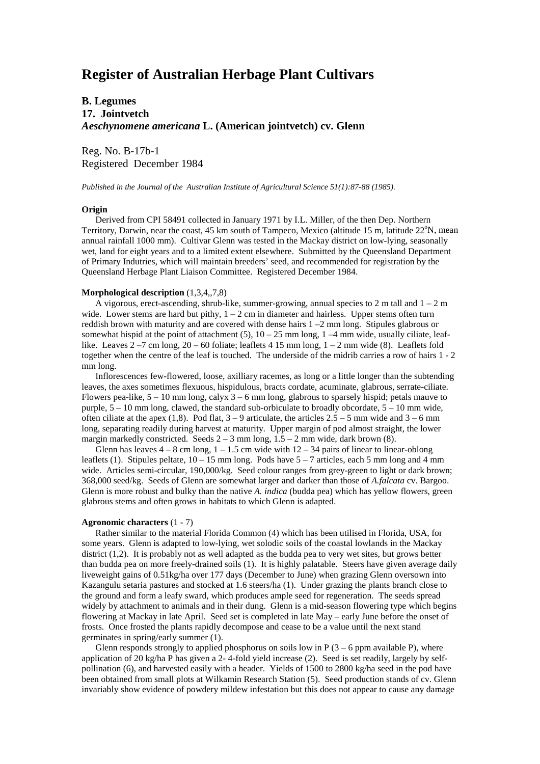# Register of Australian Herbage Plant Cultivars

**B. Legumes**
**17. Jointvetch**
***Aeschynomene americana* L. (American jointvetch) cv. Glenn**

Reg. No. B-17b-1
Registered December 1984

*Published in the Journal of the Australian Institute of Agricultural Science 51(1):87-88 (1985).*

**Origin**

Derived from CPI 58491 collected in January 1971 by I.L. Miller, of the then Dep. Northern Territory, Darwin, near the coast, 45 km south of Tampeco, Mexico (altitude 15 m, latitude 22°N, mean annual rainfall 1000 mm). Cultivar Glenn was tested in the Mackay district on low-lying, seasonally wet, land for eight years and to a limited extent elsewhere. Submitted by the Queensland Department of Primary Indutries, which will maintain breeders' seed, and recommended for registration by the Queensland Herbage Plant Liaison Committee. Registered December 1984.

**Morphological description** (1,3,4,,7,8)

A vigorous, erect-ascending, shrub-like, summer-growing, annual species to 2 m tall and 1 – 2 m wide. Lower stems are hard but pithy, 1 – 2 cm in diameter and hairless. Upper stems often turn reddish brown with maturity and are covered with dense hairs 1 –2 mm long. Stipules glabrous or somewhat hispid at the point of attachment (5), 10 – 25 mm long, 1 –4 mm wide, usually ciliate, leaf-like. Leaves 2 –7 cm long, 20 – 60 foliate; leaflets 4 15 mm long, 1 – 2 mm wide (8). Leaflets fold together when the centre of the leaf is touched. The underside of the midrib carries a row of hairs 1 - 2 mm long.

Inflorescences few-flowered, loose, axilliary racemes, as long or a little longer than the subtending leaves, the axes sometimes flexuous, hispidulous, bracts cordate, acuminate, glabrous, serrate-ciliate. Flowers pea-like, 5 – 10 mm long, calyx 3 – 6 mm long, glabrous to sparsely hispid; petals mauve to purple, 5 – 10 mm long, clawed, the standard sub-orbiculate to broadly obcordate, 5 – 10 mm wide, often ciliate at the apex (1,8). Pod flat, 3 – 9 articulate, the articles 2.5 – 5 mm wide and 3 – 6 mm long, separating readily during harvest at maturity. Upper margin of pod almost straight, the lower margin markedly constricted. Seeds 2 – 3 mm long, 1.5 – 2 mm wide, dark brown (8).

Glenn has leaves 4 – 8 cm long, 1 – 1.5 cm wide with 12 – 34 pairs of linear to linear-oblong leaflets (1). Stipules peltate, 10 – 15 mm long. Pods have 5 – 7 articles, each 5 mm long and 4 mm wide. Articles semi-circular, 190,000/kg. Seed colour ranges from grey-green to light or dark brown; 368,000 seed/kg. Seeds of Glenn are somewhat larger and darker than those of *A.falcata* cv. Bargoo. Glenn is more robust and bulky than the native *A. indica* (budda pea) which has yellow flowers, green glabrous stems and often grows in habitats to which Glenn is adapted.

**Agronomic characters** (1 - 7)

Rather similar to the material Florida Common (4) which has been utilised in Florida, USA, for some years. Glenn is adapted to low-lying, wet solodic soils of the coastal lowlands in the Mackay district (1,2). It is probably not as well adapted as the budda pea to very wet sites, but grows better than budda pea on more freely-drained soils (1). It is highly palatable. Steers have given average daily liveweight gains of 0.51kg/ha over 177 days (December to June) when grazing Glenn oversown into Kazangulu setaria pastures and stocked at 1.6 steers/ha (1). Under grazing the plants branch close to the ground and form a leafy sward, which produces ample seed for regeneration. The seeds spread widely by attachment to animals and in their dung. Glenn is a mid-season flowering type which begins flowering at Mackay in late April. Seed set is completed in late May – early June before the onset of frosts. Once frosted the plants rapidly decompose and cease to be a value until the next stand germinates in spring/early summer (1).

Glenn responds strongly to applied phosphorus on soils low in P (3 – 6 ppm available P), where application of 20 kg/ha P has given a 2- 4-fold yield increase (2). Seed is set readily, largely by self-pollination (6), and harvested easily with a header. Yields of 1500 to 2800 kg/ha seed in the pod have been obtained from small plots at Wilkamin Research Station (5). Seed production stands of cv. Glenn invariably show evidence of powdery mildew infestation but this does not appear to cause any damage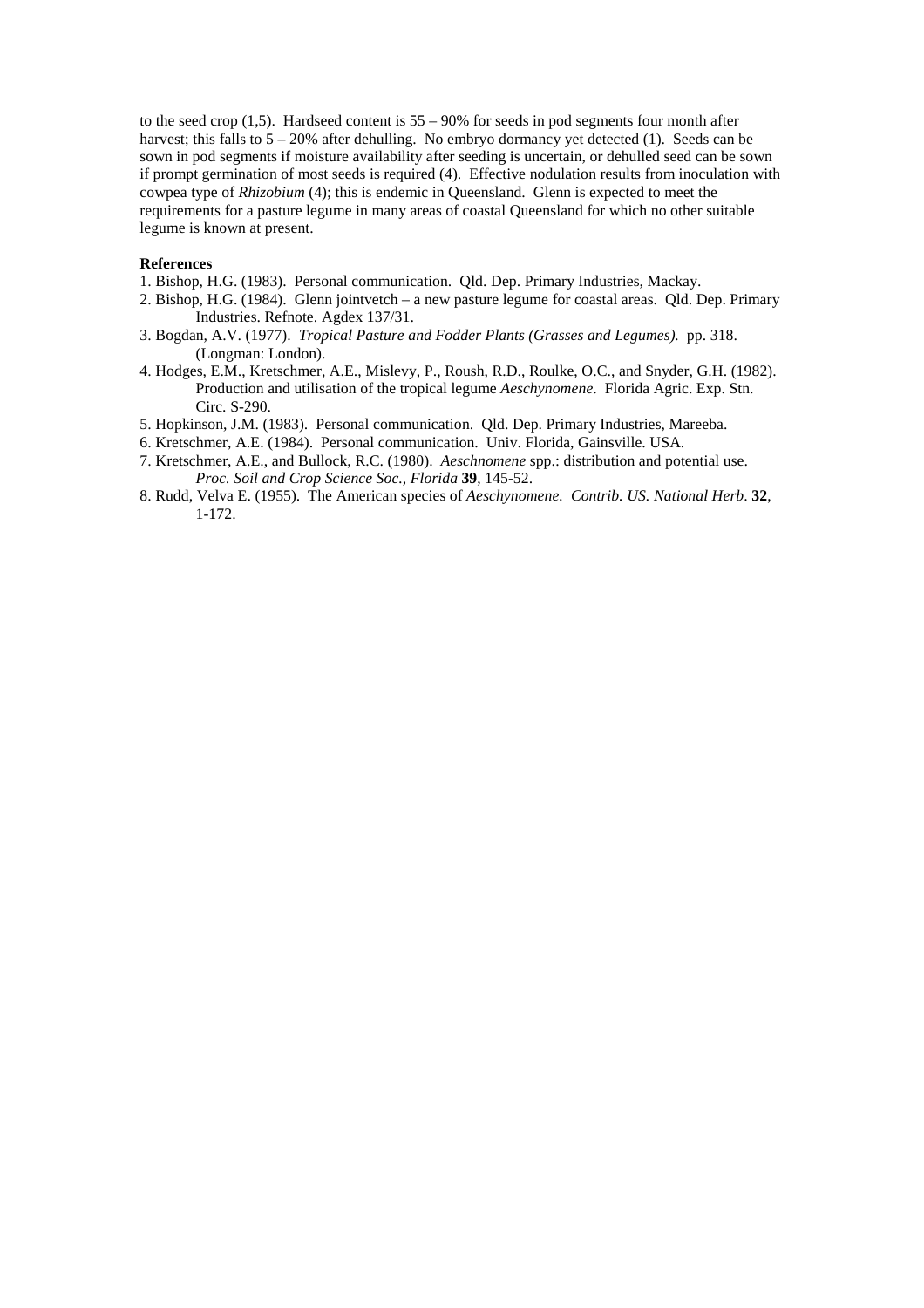to the seed crop (1,5). Hardseed content is 55 – 90% for seeds in pod segments four month after harvest; this falls to 5 – 20% after dehulling. No embryo dormancy yet detected (1). Seeds can be sown in pod segments if moisture availability after seeding is uncertain, or dehulled seed can be sown if prompt germination of most seeds is required (4). Effective nodulation results from inoculation with cowpea type of *Rhizobium* (4); this is endemic in Queensland. Glenn is expected to meet the requirements for a pasture legume in many areas of coastal Queensland for which no other suitable legume is known at present.

**References**

1. Bishop, H.G. (1983). Personal communication. Qld. Dep. Primary Industries, Mackay.
2. Bishop, H.G. (1984). Glenn jointvetch – a new pasture legume for coastal areas. Qld. Dep. Primary Industries. Refnote. Agdex 137/31.
3. Bogdan, A.V. (1977). *Tropical Pasture and Fodder Plants (Grasses and Legumes).* pp. 318. (Longman: London).
4. Hodges, E.M., Kretschmer, A.E., Mislevy, P., Roush, R.D., Roulke, O.C., and Snyder, G.H. (1982). Production and utilisation of the tropical legume *Aeschynomene*. Florida Agric. Exp. Stn. Circ. S-290.
5. Hopkinson, J.M. (1983). Personal communication. Qld. Dep. Primary Industries, Mareeba.
6. Kretschmer, A.E. (1984). Personal communication. Univ. Florida, Gainsville. USA.
7. Kretschmer, A.E., and Bullock, R.C. (1980). *Aeschnomene* spp.: distribution and potential use. *Proc. Soil and Crop Science Soc., Florida* **39**, 145-52.
8. Rudd, Velva E. (1955). The American species of *Aeschynomene. Contrib. US. National Herb*. **32**, 1-172.